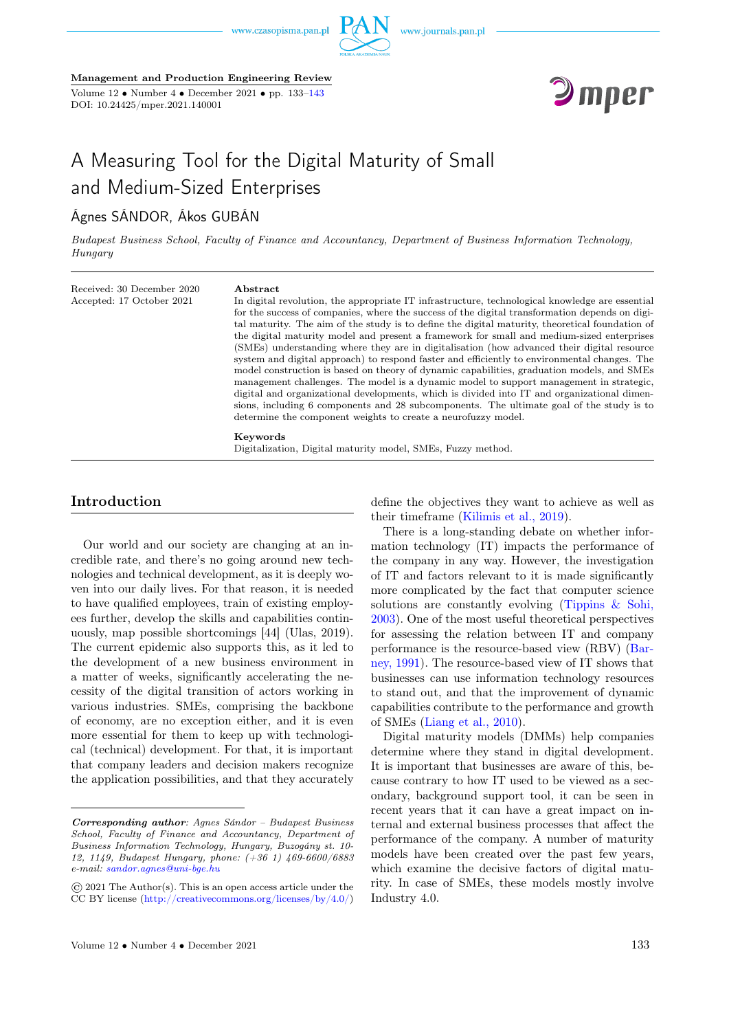**Management and Production Engineering Review**

DOI: 10.24425/mper.2021.140001

# A Measuring Tool for the Digital Maturity of Small and Medium-Sized Enterprises

Ágnes SÁNDOR, Ákos GUBÁN

*Budapest Business School, Faculty of Finance and Accountancy, Department of Business Information Technology, Hungary*

Received: 30 December 2020
Accepted: 17 October 2021

**Abstract**

In digital revolution, the appropriate IT infrastructure, technological knowledge are essential for the success of companies, where the success of the digital transformation depends on digital maturity. The aim of the study is to define the digital maturity, theoretical foundation of the digital maturity model and present a framework for small and medium-sized enterprises (SMEs) understanding where they are in digitalisation (how advanced their digital resource system and digital approach) to respond faster and efficiently to environmental changes. The model construction is based on theory of dynamic capabilities, graduation models, and SMEs management challenges. The model is a dynamic model to support management in strategic, digital and organizational developments, which is divided into IT and organizational dimensions, including 6 components and 28 subcomponents. The ultimate goal of the study is to determine the component weights to create a neurofuzzy model.

**Keywords**

Digitalization, Digital maturity model, SMEs, Fuzzy method.

## Introduction

Our world and our society are changing at an incredible rate, and there's no going around new technologies and technical development, as it is deeply woven into our daily lives. For that reason, it is needed to have qualified employees, train of existing employees further, develop the skills and capabilities continuously, map possible shortcomings [44] (Ulas, 2019). The current epidemic also supports this, as it led to the development of a new business environment in a matter of weeks, significantly accelerating the necessity of the digital transition of actors working in various industries. SMEs, comprising the backbone of economy, are no exception either, and it is even more essential for them to keep up with technological (technical) development. For that, it is important that company leaders and decision makers recognize the application possibilities, and that they accurately define the objectives they want to achieve as well as their timeframe (Kilimis et al., 2019).

There is a long-standing debate on whether information technology (IT) impacts the performance of the company in any way. However, the investigation of IT and factors relevant to it is made significantly more complicated by the fact that computer science solutions are constantly evolving (Tippins & Sohi, 2003). One of the most useful theoretical perspectives for assessing the relation between IT and company performance is the resource-based view (RBV) (Barney, 1991). The resource-based view of IT shows that businesses can use information technology resources to stand out, and that the improvement of dynamic capabilities contribute to the performance and growth of SMEs (Liang et al., 2010).

Digital maturity models (DMMs) help companies determine where they stand in digital development. It is important that businesses are aware of this, because contrary to how IT used to be viewed as a secondary, background support tool, it can be seen in recent years that it can have a great impact on internal and external business processes that affect the performance of the company. A number of maturity models have been created over the past few years, which examine the decisive factors of digital maturity. In case of SMEs, these models mostly involve Industry 4.0.

---

***Corresponding author**: Agnes Sándor – Budapest Business School, Faculty of Finance and Accountancy, Department of Business Information Technology, Hungary, Buzogány st. 10-12, 1149, Budapest Hungary, phone: (+36 1) 469-6600/6883 e-mail: sandor.agnes@uni-bge.hu*

© 2021 The Author(s). This is an open access article under the CC BY license (http://creativecommons.org/licenses/by/4.0/)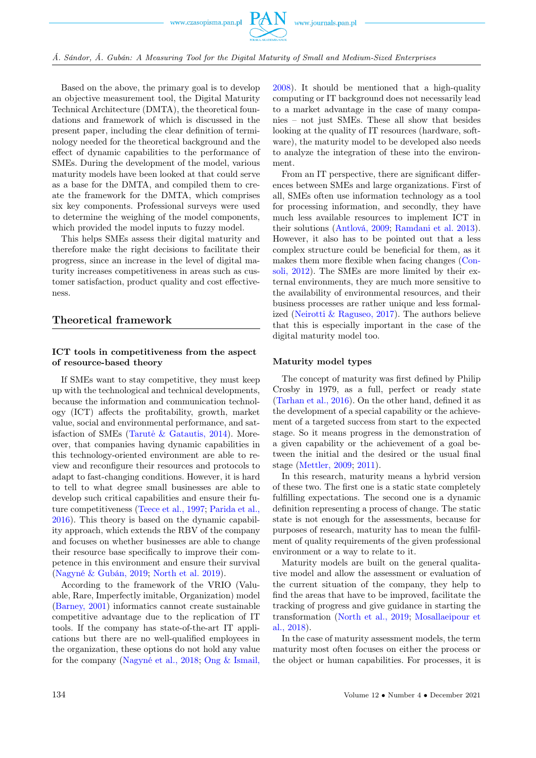Based on the above, the primary goal is to develop an objective measurement tool, the Digital Maturity Technical Architecture (DMTA), the theoretical foundations and framework of which is discussed in the present paper, including the clear definition of terminology needed for the theoretical background and the effect of dynamic capabilities to the performance of SMEs. During the development of the model, various maturity models have been looked at that could serve as a base for the DMTA, and compiled them to create the framework for the DMTA, which comprises six key components. Professional surveys were used to determine the weighing of the model components, which provided the model inputs to fuzzy model.

This helps SMEs assess their digital maturity and therefore make the right decisions to facilitate their progress, since an increase in the level of digital maturity increases competitiveness in areas such as customer satisfaction, product quality and cost effectiveness.

## Theoretical framework

### ICT tools in competitiveness from the aspect of resource-based theory

If SMEs want to stay competitive, they must keep up with the technological and technical developments, because the information and communication technology (ICT) affects the profitability, growth, market value, social and environmental performance, and satisfaction of SMEs (Tarutė & Gatautis, 2014). Moreover, that companies having dynamic capabilities in this technology-oriented environment are able to review and reconfigure their resources and protocols to adapt to fast-changing conditions. However, it is hard to tell to what degree small businesses are able to develop such critical capabilities and ensure their future competitiveness (Teece et al., 1997; Parida et al., 2016). This theory is based on the dynamic capability approach, which extends the RBV of the company and focuses on whether businesses are able to change their resource base specifically to improve their competence in this environment and ensure their survival (Nagyné & Gubán, 2019; North et al. 2019).

According to the framework of the VRIO (Valuable, Rare, Imperfectly imitable, Organization) model (Barney, 2001) informatics cannot create sustainable competitive advantage due to the replication of IT tools. If the company has state-of-the-art IT applications but there are no well-qualified employees in the organization, these options do not hold any value for the company (Nagyné et al., 2018; Ong & Ismail, 2008). It should be mentioned that a high-quality computing or IT background does not necessarily lead to a market advantage in the case of many companies – not just SMEs. These all show that besides looking at the quality of IT resources (hardware, software), the maturity model to be developed also needs to analyze the integration of these into the environment.

From an IT perspective, there are significant differences between SMEs and large organizations. First of all, SMEs often use information technology as a tool for processing information, and secondly, they have much less available resources to implement ICT in their solutions (Antlová, 2009; Ramdani et al. 2013). However, it also has to be pointed out that a less complex structure could be beneficial for them, as it makes them more flexible when facing changes (Consoli, 2012). The SMEs are more limited by their external environments, they are much more sensitive to the availability of environmental resources, and their business processes are rather unique and less formalized (Neirotti & Raguseo, 2017). The authors believe that this is especially important in the case of the digital maturity model too.

### Maturity model types

The concept of maturity was first defined by Philip Crosby in 1979, as a full, perfect or ready state (Tarhan et al., 2016). On the other hand, defined it as the development of a special capability or the achievement of a targeted success from start to the expected stage. So it means progress in the demonstration of a given capability or the achievement of a goal between the initial and the desired or the usual final stage (Mettler, 2009; 2011).

In this research, maturity means a hybrid version of these two. The first one is a static state completely fulfilling expectations. The second one is a dynamic definition representing a process of change. The static state is not enough for the assessments, because for purposes of research, maturity has to mean the fulfilment of quality requirements of the given professional environment or a way to relate to it.

Maturity models are built on the general qualitative model and allow the assessment or evaluation of the current situation of the company, they help to find the areas that have to be improved, facilitate the tracking of progress and give guidance in starting the transformation (North et al., 2019; Mosallaeipour et al., 2018).

In the case of maturity assessment models, the term maturity most often focuses on either the process or the object or human capabilities. For processes, it is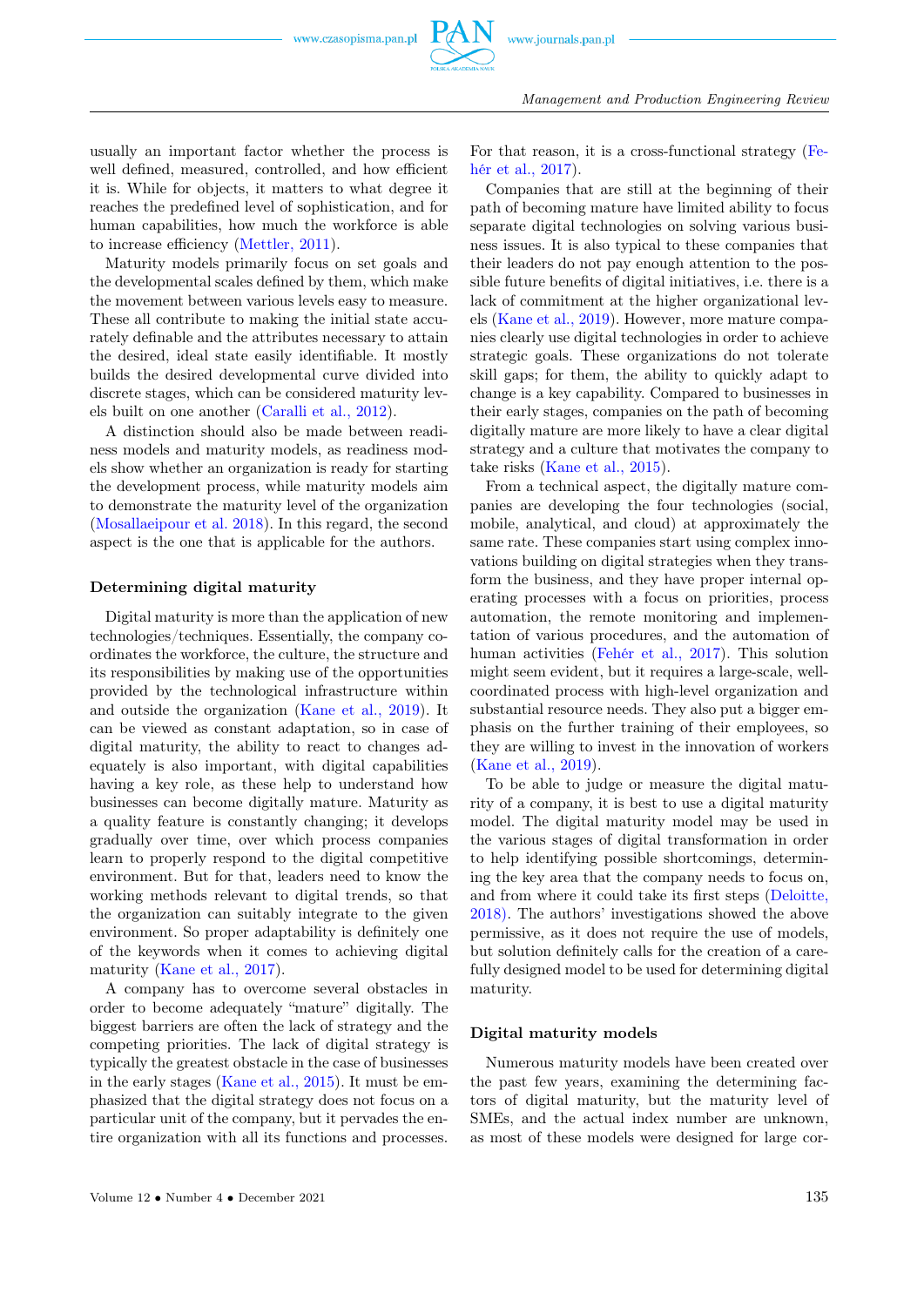usually an important factor whether the process is well defined, measured, controlled, and how efficient it is. While for objects, it matters to what degree it reaches the predefined level of sophistication, and for human capabilities, how much the workforce is able to increase efficiency (Mettler, 2011).

Maturity models primarily focus on set goals and the developmental scales defined by them, which make the movement between various levels easy to measure. These all contribute to making the initial state accurately definable and the attributes necessary to attain the desired, ideal state easily identifiable. It mostly builds the desired developmental curve divided into discrete stages, which can be considered maturity levels built on one another (Caralli et al., 2012).

A distinction should also be made between readiness models and maturity models, as readiness models show whether an organization is ready for starting the development process, while maturity models aim to demonstrate the maturity level of the organization (Mosallaeipour et al. 2018). In this regard, the second aspect is the one that is applicable for the authors.

### Determining digital maturity

Digital maturity is more than the application of new technologies/techniques. Essentially, the company coordinates the workforce, the culture, the structure and its responsibilities by making use of the opportunities provided by the technological infrastructure within and outside the organization (Kane et al., 2019). It can be viewed as constant adaptation, so in case of digital maturity, the ability to react to changes adequately is also important, with digital capabilities having a key role, as these help to understand how businesses can become digitally mature. Maturity as a quality feature is constantly changing; it develops gradually over time, over which process companies learn to properly respond to the digital competitive environment. But for that, leaders need to know the working methods relevant to digital trends, so that the organization can suitably integrate to the given environment. So proper adaptability is definitely one of the keywords when it comes to achieving digital maturity (Kane et al., 2017).

A company has to overcome several obstacles in order to become adequately "mature" digitally. The biggest barriers are often the lack of strategy and the competing priorities. The lack of digital strategy is typically the greatest obstacle in the case of businesses in the early stages (Kane et al., 2015). It must be emphasized that the digital strategy does not focus on a particular unit of the company, but it pervades the entire organization with all its functions and processes. For that reason, it is a cross-functional strategy (Fehér et al., 2017).

Companies that are still at the beginning of their path of becoming mature have limited ability to focus separate digital technologies on solving various business issues. It is also typical to these companies that their leaders do not pay enough attention to the possible future benefits of digital initiatives, i.e. there is a lack of commitment at the higher organizational levels (Kane et al., 2019). However, more mature companies clearly use digital technologies in order to achieve strategic goals. These organizations do not tolerate skill gaps; for them, the ability to quickly adapt to change is a key capability. Compared to businesses in their early stages, companies on the path of becoming digitally mature are more likely to have a clear digital strategy and a culture that motivates the company to take risks (Kane et al., 2015).

From a technical aspect, the digitally mature companies are developing the four technologies (social, mobile, analytical, and cloud) at approximately the same rate. These companies start using complex innovations building on digital strategies when they transform the business, and they have proper internal operating processes with a focus on priorities, process automation, the remote monitoring and implementation of various procedures, and the automation of human activities (Fehér et al., 2017). This solution might seem evident, but it requires a large-scale, well-coordinated process with high-level organization and substantial resource needs. They also put a bigger emphasis on the further training of their employees, so they are willing to invest in the innovation of workers (Kane et al., 2019).

To be able to judge or measure the digital maturity of a company, it is best to use a digital maturity model. The digital maturity model may be used in the various stages of digital transformation in order to help identifying possible shortcomings, determining the key area that the company needs to focus on, and from where it could take its first steps (Deloitte, 2018). The authors' investigations showed the above permissive, as it does not require the use of models, but solution definitely calls for the creation of a carefully designed model to be used for determining digital maturity.

### Digital maturity models

Numerous maturity models have been created over the past few years, examining the determining factors of digital maturity, but the maturity level of SMEs, and the actual index number are unknown, as most of these models were designed for large cor-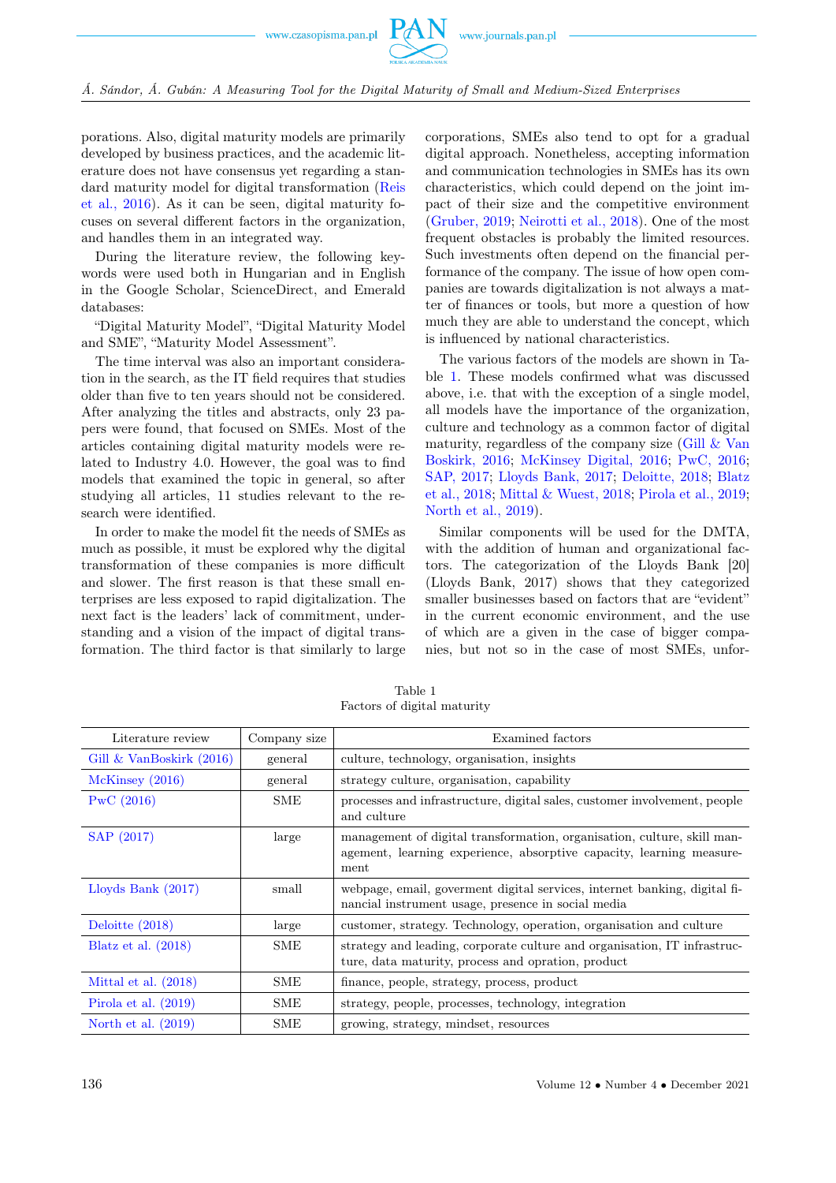porations. Also, digital maturity models are primarily developed by business practices, and the academic literature does not have consensus yet regarding a standard maturity model for digital transformation (Reis et al., 2016). As it can be seen, digital maturity focuses on several different factors in the organization, and handles them in an integrated way.

During the literature review, the following keywords were used both in Hungarian and in English in the Google Scholar, ScienceDirect, and Emerald databases:

"Digital Maturity Model", "Digital Maturity Model and SME", "Maturity Model Assessment".

The time interval was also an important consideration in the search, as the IT field requires that studies older than five to ten years should not be considered. After analyzing the titles and abstracts, only 23 papers were found, that focused on SMEs. Most of the articles containing digital maturity models were related to Industry 4.0. However, the goal was to find models that examined the topic in general, so after studying all articles, 11 studies relevant to the research were identified.

In order to make the model fit the needs of SMEs as much as possible, it must be explored why the digital transformation of these companies is more difficult and slower. The first reason is that these small enterprises are less exposed to rapid digitalization. The next fact is the leaders' lack of commitment, understanding and a vision of the impact of digital transformation. The third factor is that similarly to large corporations, SMEs also tend to opt for a gradual digital approach. Nonetheless, accepting information and communication technologies in SMEs has its own characteristics, which could depend on the joint impact of their size and the competitive environment (Gruber, 2019; Neirotti et al., 2018). One of the most frequent obstacles is probably the limited resources. Such investments often depend on the financial performance of the company. The issue of how open companies are towards digitalization is not always a matter of finances or tools, but more a question of how much they are able to understand the concept, which is influenced by national characteristics.

The various factors of the models are shown in Table 1. These models confirmed what was discussed above, i.e. that with the exception of a single model, all models have the importance of the organization, culture and technology as a common factor of digital maturity, regardless of the company size (Gill & Van Boskirk, 2016; McKinsey Digital, 2016; PwC, 2016; SAP, 2017; Lloyds Bank, 2017; Deloitte, 2018; Blatz et al., 2018; Mittal & Wuest, 2018; Pirola et al., 2019; North et al., 2019).

Similar components will be used for the DMTA, with the addition of human and organizational factors. The categorization of the Lloyds Bank [20] (Lloyds Bank, 2017) shows that they categorized smaller businesses based on factors that are "evident" in the current economic environment, and the use of which are a given in the case of bigger companies, but not so in the case of most SMEs, unfor-

Table 1
Factors of digital maturity

| Literature review | Company size | Examined factors |
|---|---|---|
| Gill & VanBoskirk (2016) | general | culture, technology, organisation, insights |
| McKinsey (2016) | general | strategy culture, organisation, capability |
| PwC (2016) | SME | processes and infrastructure, digital sales, customer involvement, people and culture |
| SAP (2017) | large | management of digital transformation, organisation, culture, skill management, learning experience, absorptive capacity, learning measurement |
| Lloyds Bank (2017) | small | webpage, email, goverment digital services, internet banking, digital financial instrument usage, presence in social media |
| Deloitte (2018) | large | customer, strategy. Technology, operation, organisation and culture |
| Blatz et al. (2018) | SME | strategy and leading, corporate culture and organisation, IT infrastructure, data maturity, process and opration, product |
| Mittal et al. (2018) | SME | finance, people, strategy, process, product |
| Pirola et al. (2019) | SME | strategy, people, processes, technology, integration |
| North et al. (2019) | SME | growing, strategy, mindset, resources |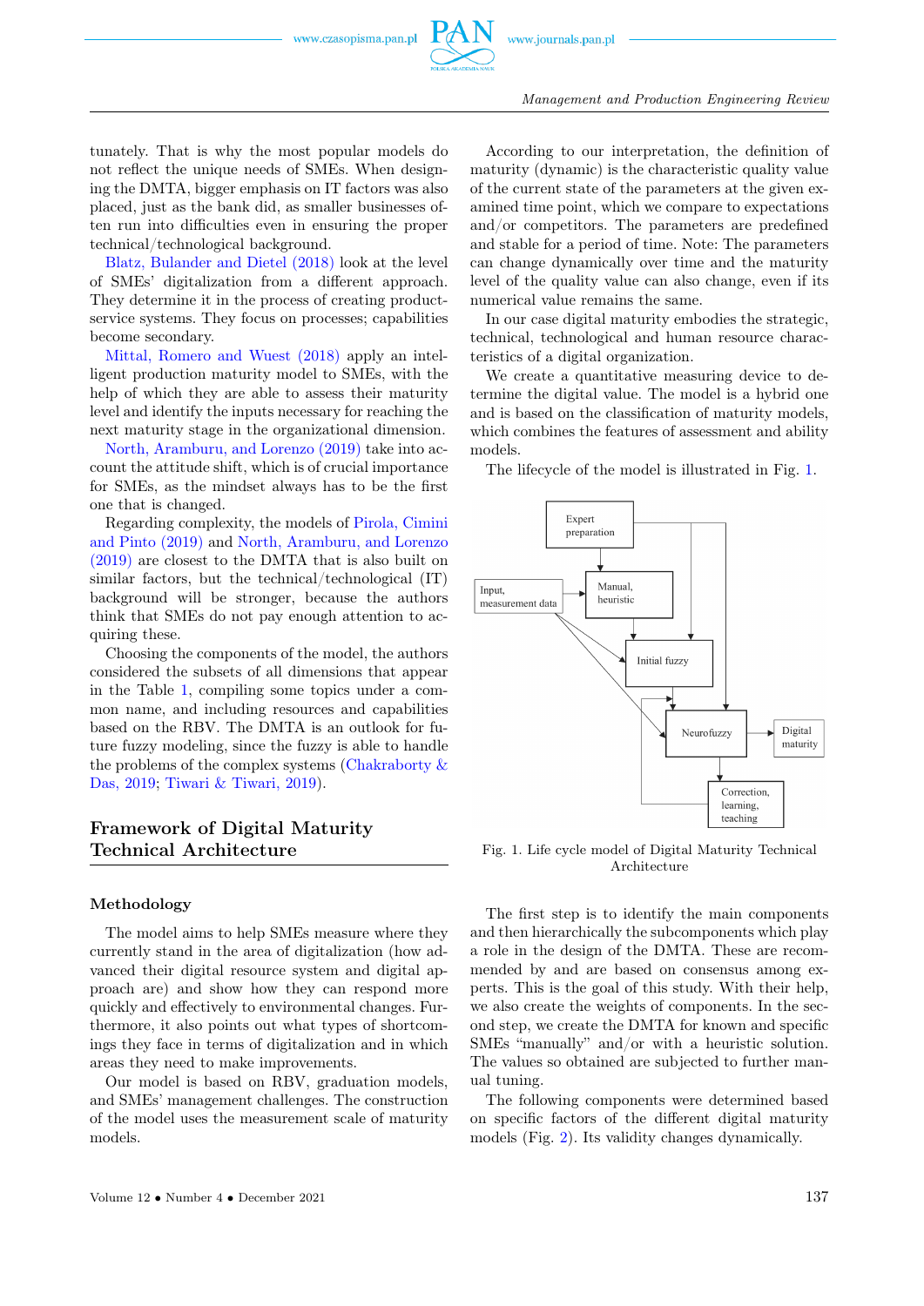tunately. That is why the most popular models do not reflect the unique needs of SMEs. When designing the DMTA, bigger emphasis on IT factors was also placed, just as the bank did, as smaller businesses often run into difficulties even in ensuring the proper technical/technological background.

Blatz, Bulander and Dietel (2018) look at the level of SMEs' digitalization from a different approach. They determine it in the process of creating product-service systems. They focus on processes; capabilities become secondary.

Mittal, Romero and Wuest (2018) apply an intelligent production maturity model to SMEs, with the help of which they are able to assess their maturity level and identify the inputs necessary for reaching the next maturity stage in the organizational dimension.

North, Aramburu, and Lorenzo (2019) take into account the attitude shift, which is of crucial importance for SMEs, as the mindset always has to be the first one that is changed.

Regarding complexity, the models of Pirola, Cimini and Pinto (2019) and North, Aramburu, and Lorenzo (2019) are closest to the DMTA that is also built on similar factors, but the technical/technological (IT) background will be stronger, because the authors think that SMEs do not pay enough attention to acquiring these.

Choosing the components of the model, the authors considered the subsets of all dimensions that appear in the Table 1, compiling some topics under a common name, and including resources and capabilities based on the RBV. The DMTA is an outlook for future fuzzy modeling, since the fuzzy is able to handle the problems of the complex systems (Chakraborty & Das, 2019; Tiwari & Tiwari, 2019).

## Framework of Digital Maturity Technical Architecture

### Methodology

The model aims to help SMEs measure where they currently stand in the area of digitalization (how advanced their digital resource system and digital approach are) and show how they can respond more quickly and effectively to environmental changes. Furthermore, it also points out what types of shortcomings they face in terms of digitalization and in which areas they need to make improvements.

Our model is based on RBV, graduation models, and SMEs' management challenges. The construction of the model uses the measurement scale of maturity models.

According to our interpretation, the definition of maturity (dynamic) is the characteristic quality value of the current state of the parameters at the given examined time point, which we compare to expectations and/or competitors. The parameters are predefined and stable for a period of time. Note: The parameters can change dynamically over time and the maturity level of the quality value can also change, even if its numerical value remains the same.

In our case digital maturity embodies the strategic, technical, technological and human resource characteristics of a digital organization.

We create a quantitative measuring device to determine the digital value. The model is a hybrid one and is based on the classification of maturity models, which combines the features of assessment and ability models.

The lifecycle of the model is illustrated in Fig. 1.

Expert preparation | Input, measurement data | Manual, heuristic | Initial fuzzy | Neurofuzzy | Digital maturity | Correction, learning, teaching

Fig. 1. Life cycle model of Digital Maturity Technical Architecture

The first step is to identify the main components and then hierarchically the subcomponents which play a role in the design of the DMTA. These are recommended by and are based on consensus among experts. This is the goal of this study. With their help, we also create the weights of components. In the second step, we create the DMTA for known and specific SMEs "manually" and/or with a heuristic solution. The values so obtained are subjected to further manual tuning.

The following components were determined based on specific factors of the different digital maturity models (Fig. 2). Its validity changes dynamically.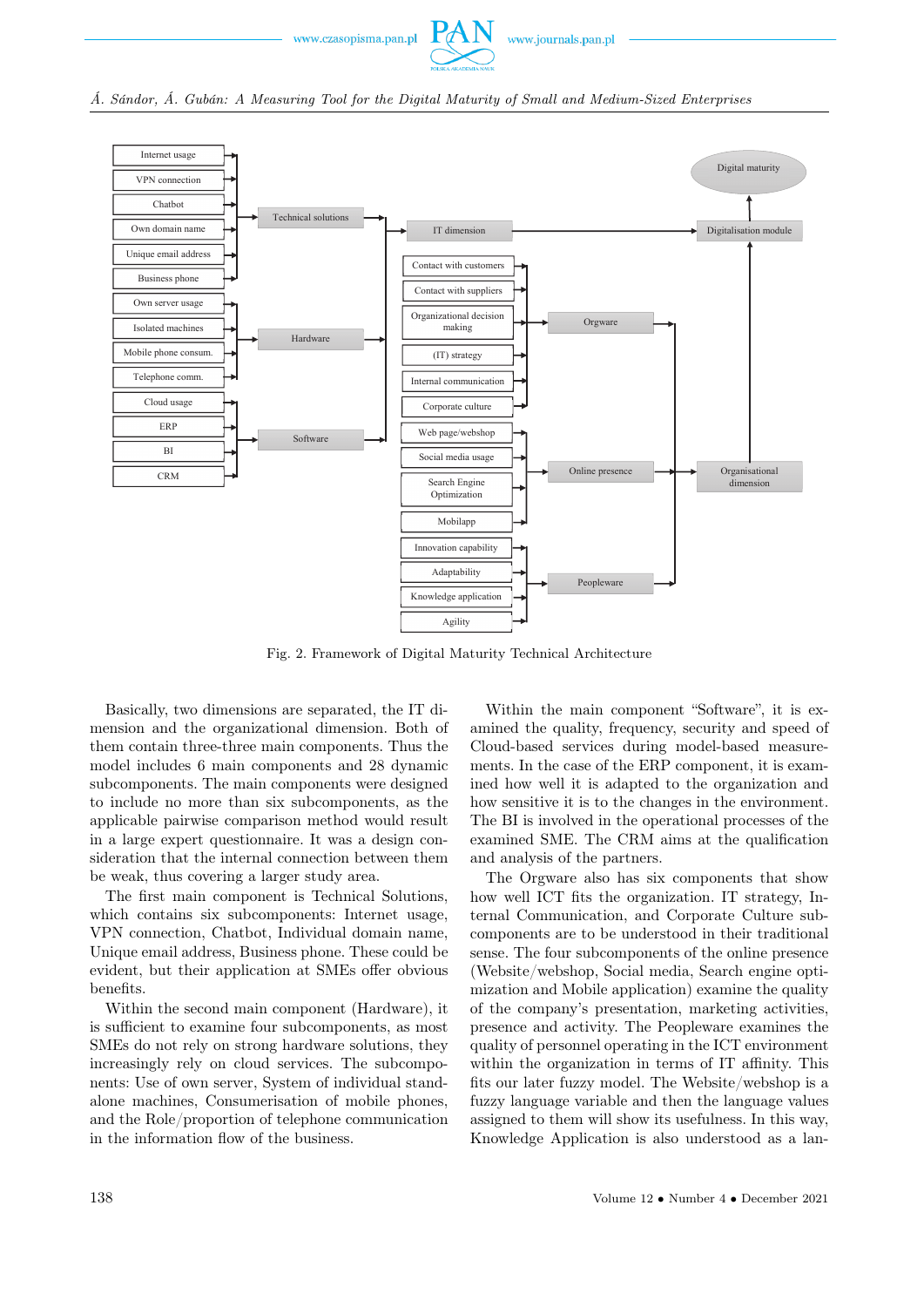Fig. 2. Framework of Digital Maturity Technical Architecture

Basically, two dimensions are separated, the IT dimension and the organizational dimension. Both of them contain three-three main components. Thus the model includes 6 main components and 28 dynamic subcomponents. The main components were designed to include no more than six subcomponents, as the applicable pairwise comparison method would result in a large expert questionnaire. It was a design consideration that the internal connection between them be weak, thus covering a larger study area.

The first main component is Technical Solutions, which contains six subcomponents: Internet usage, VPN connection, Chatbot, Individual domain name, Unique email address, Business phone. These could be evident, but their application at SMEs offer obvious benefits.

Within the second main component (Hardware), it is sufficient to examine four subcomponents, as most SMEs do not rely on strong hardware solutions, they increasingly rely on cloud services. The subcomponents: Use of own server, System of individual stand-alone machines, Consumerisation of mobile phones, and the Role/proportion of telephone communication in the information flow of the business.

Within the main component "Software", it is examined the quality, frequency, security and speed of Cloud-based services during model-based measurements. In the case of the ERP component, it is examined how well it is adapted to the organization and how sensitive it is to the changes in the environment. The BI is involved in the operational processes of the examined SME. The CRM aims at the qualification and analysis of the partners.

The Orgware also has six components that show how well ICT fits the organization. IT strategy, Internal Communication, and Corporate Culture subcomponents are to be understood in their traditional sense. The four subcomponents of the online presence (Website/webshop, Social media, Search engine optimization and Mobile application) examine the quality of the company's presentation, marketing activities, presence and activity. The Peopleware examines the quality of personnel operating in the ICT environment within the organization in terms of IT affinity. This fits our later fuzzy model. The Website/webshop is a fuzzy language variable and then the language values assigned to them will show its usefulness. In this way, Knowledge Application is also understood as a lan-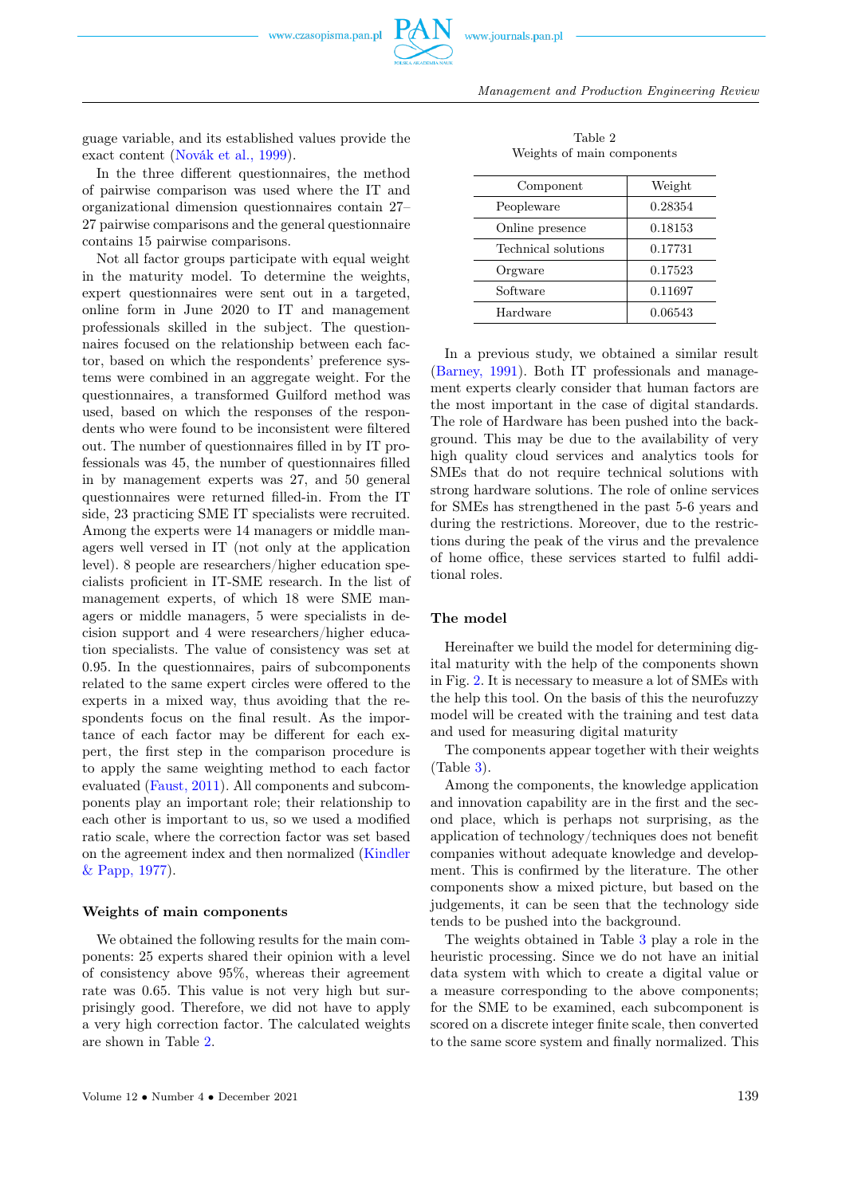guage variable, and its established values provide the exact content (Novák et al., 1999).

In the three different questionnaires, the method of pairwise comparison was used where the IT and organizational dimension questionnaires contain 27–27 pairwise comparisons and the general questionnaire contains 15 pairwise comparisons.

Not all factor groups participate with equal weight in the maturity model. To determine the weights, expert questionnaires were sent out in a targeted, online form in June 2020 to IT and management professionals skilled in the subject. The questionnaires focused on the relationship between each factor, based on which the respondents' preference systems were combined in an aggregate weight. For the questionnaires, a transformed Guilford method was used, based on which the responses of the respondents who were found to be inconsistent were filtered out. The number of questionnaires filled in by IT professionals was 45, the number of questionnaires filled in by management experts was 27, and 50 general questionnaires were returned filled-in. From the IT side, 23 practicing SME IT specialists were recruited. Among the experts were 14 managers or middle managers well versed in IT (not only at the application level). 8 people are researchers/higher education specialists proficient in IT-SME research. In the list of management experts, of which 18 were SME managers or middle managers, 5 were specialists in decision support and 4 were researchers/higher education specialists. The value of consistency was set at 0.95. In the questionnaires, pairs of subcomponents related to the same expert circles were offered to the experts in a mixed way, thus avoiding that the respondents focus on the final result. As the importance of each factor may be different for each expert, the first step in the comparison procedure is to apply the same weighting method to each factor evaluated (Faust, 2011). All components and subcomponents play an important role; their relationship to each other is important to us, so we used a modified ratio scale, where the correction factor was set based on the agreement index and then normalized (Kindler & Papp, 1977).

### Weights of main components

We obtained the following results for the main components: 25 experts shared their opinion with a level of consistency above 95%, whereas their agreement rate was 0.65. This value is not very high but surprisingly good. Therefore, we did not have to apply a very high correction factor. The calculated weights are shown in Table 2.

Table 2
Weights of main components

| Component | Weight |
|---|---|
| Peopleware | 0.28354 |
| Online presence | 0.18153 |
| Technical solutions | 0.17731 |
| Orgware | 0.17523 |
| Software | 0.11697 |
| Hardware | 0.06543 |

In a previous study, we obtained a similar result (Barney, 1991). Both IT professionals and management experts clearly consider that human factors are the most important in the case of digital standards. The role of Hardware has been pushed into the background. This may be due to the availability of very high quality cloud services and analytics tools for SMEs that do not require technical solutions with strong hardware solutions. The role of online services for SMEs has strengthened in the past 5-6 years and during the restrictions. Moreover, due to the restrictions during the peak of the virus and the prevalence of home office, these services started to fulfil additional roles.

## The model

Hereinafter we build the model for determining digital maturity with the help of the components shown in Fig. 2. It is necessary to measure a lot of SMEs with the help this tool. On the basis of this the neurofuzzy model will be created with the training and test data and used for measuring digital maturity

The components appear together with their weights (Table 3).

Among the components, the knowledge application and innovation capability are in the first and the second place, which is perhaps not surprising, as the application of technology/techniques does not benefit companies without adequate knowledge and development. This is confirmed by the literature. The other components show a mixed picture, but based on the judgements, it can be seen that the technology side tends to be pushed into the background.

The weights obtained in Table 3 play a role in the heuristic processing. Since we do not have an initial data system with which to create a digital value or a measure corresponding to the above components; for the SME to be examined, each subcomponent is scored on a discrete integer finite scale, then converted to the same score system and finally normalized. This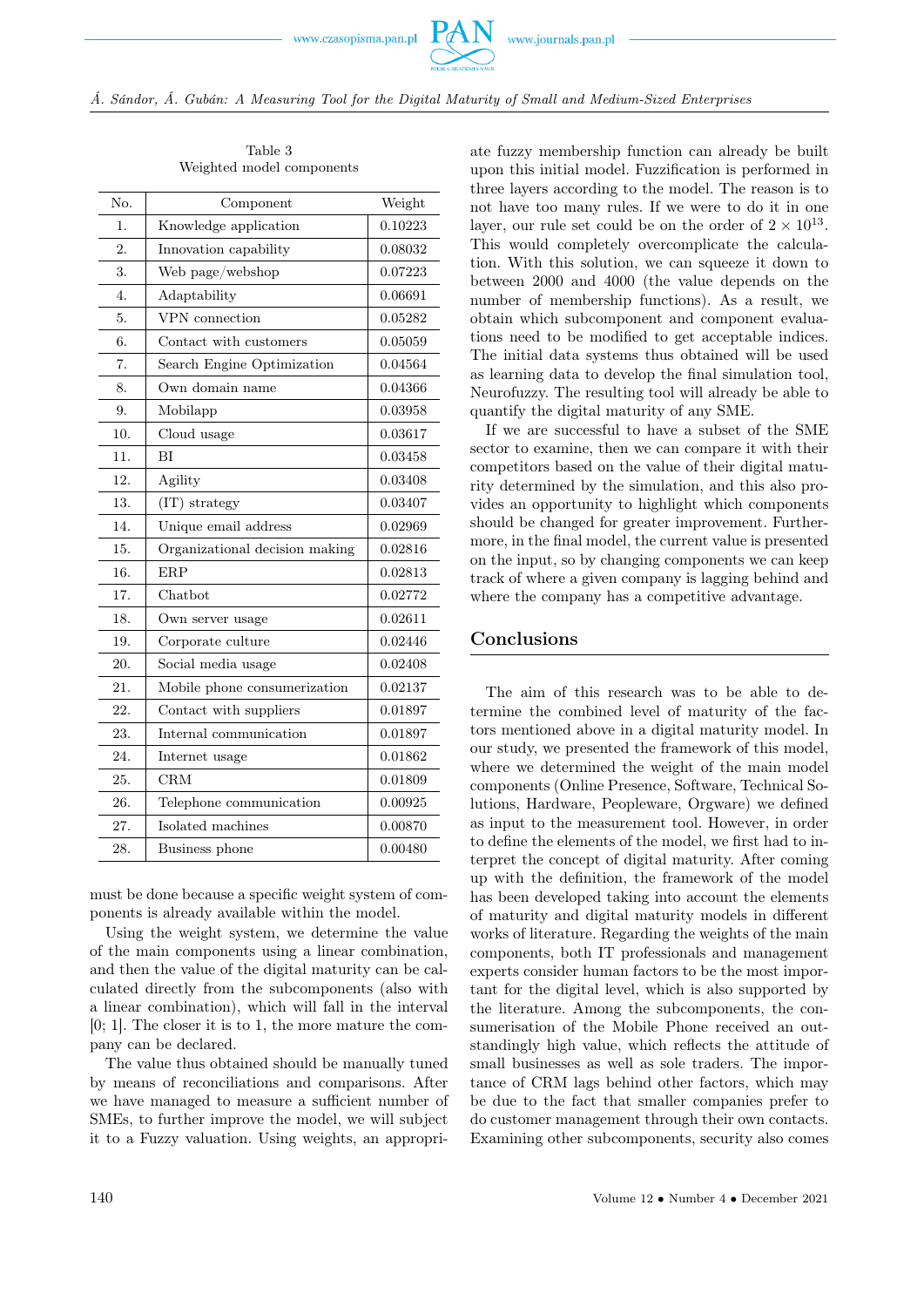Table 3
Weighted model components

| No. | Component | Weight |
|---|---|---|
| 1. | Knowledge application | 0.10223 |
| 2. | Innovation capability | 0.08032 |
| 3. | Web page/webshop | 0.07223 |
| 4. | Adaptability | 0.06691 |
| 5. | VPN connection | 0.05282 |
| 6. | Contact with customers | 0.05059 |
| 7. | Search Engine Optimization | 0.04564 |
| 8. | Own domain name | 0.04366 |
| 9. | Mobilapp | 0.03958 |
| 10. | Cloud usage | 0.03617 |
| 11. | BI | 0.03458 |
| 12. | Agility | 0.03408 |
| 13. | (IT) strategy | 0.03407 |
| 14. | Unique email address | 0.02969 |
| 15. | Organizational decision making | 0.02816 |
| 16. | ERP | 0.02813 |
| 17. | Chatbot | 0.02772 |
| 18. | Own server usage | 0.02611 |
| 19. | Corporate culture | 0.02446 |
| 20. | Social media usage | 0.02408 |
| 21. | Mobile phone consumerization | 0.02137 |
| 22. | Contact with suppliers | 0.01897 |
| 23. | Internal communication | 0.01897 |
| 24. | Internet usage | 0.01862 |
| 25. | CRM | 0.01809 |
| 26. | Telephone communication | 0.00925 |
| 27. | Isolated machines | 0.00870 |
| 28. | Business phone | 0.00480 |

must be done because a specific weight system of components is already available within the model.

Using the weight system, we determine the value of the main components using a linear combination, and then the value of the digital maturity can be calculated directly from the subcomponents (also with a linear combination), which will fall in the interval [0; 1]. The closer it is to 1, the more mature the company can be declared.

The value thus obtained should be manually tuned by means of reconciliations and comparisons. After we have managed to measure a sufficient number of SMEs, to further improve the model, we will subject it to a Fuzzy valuation. Using weights, an appropriate fuzzy membership function can already be built upon this initial model. Fuzzification is performed in three layers according to the model. The reason is to not have too many rules. If we were to do it in one layer, our rule set could be on the order of $2 \times 10^{13}$. This would completely overcomplicate the calculation. With this solution, we can squeeze it down to between 2000 and 4000 (the value depends on the number of membership functions). As a result, we obtain which subcomponent and component evaluations need to be modified to get acceptable indices. The initial data systems thus obtained will be used as learning data to develop the final simulation tool, Neurofuzzy. The resulting tool will already be able to quantify the digital maturity of any SME.

If we are successful to have a subset of the SME sector to examine, then we can compare it with their competitors based on the value of their digital maturity determined by the simulation, and this also provides an opportunity to highlight which components should be changed for greater improvement. Furthermore, in the final model, the current value is presented on the input, so by changing components we can keep track of where a given company is lagging behind and where the company has a competitive advantage.

## Conclusions

The aim of this research was to be able to determine the combined level of maturity of the factors mentioned above in a digital maturity model. In our study, we presented the framework of this model, where we determined the weight of the main model components (Online Presence, Software, Technical Solutions, Hardware, Peopleware, Orgware) we defined as input to the measurement tool. However, in order to define the elements of the model, we first had to interpret the concept of digital maturity. After coming up with the definition, the framework of the model has been developed taking into account the elements of maturity and digital maturity models in different works of literature. Regarding the weights of the main components, both IT professionals and management experts consider human factors to be the most important for the digital level, which is also supported by the literature. Among the subcomponents, the consumerisation of the Mobile Phone received an outstandingly high value, which reflects the attitude of small businesses as well as sole traders. The importance of CRM lags behind other factors, which may be due to the fact that smaller companies prefer to do customer management through their own contacts. Examining other subcomponents, security also comes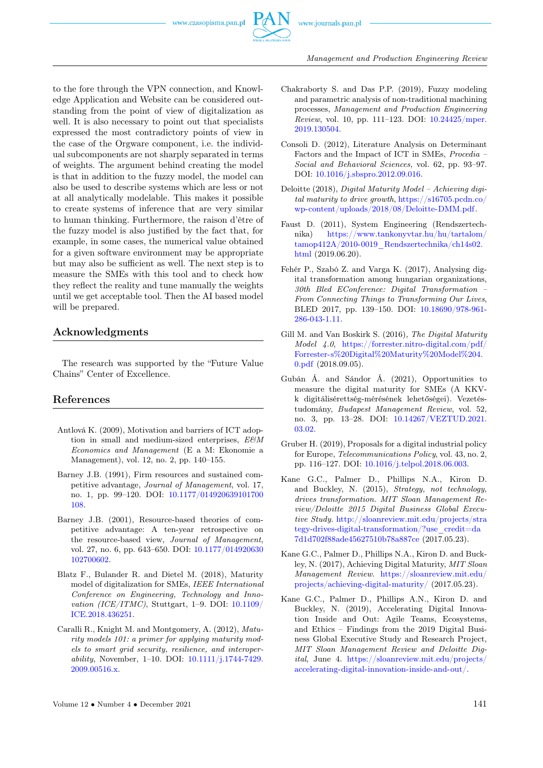to the fore through the VPN connection, and Knowledge Application and Website can be considered outstanding from the point of view of digitalization as well. It is also necessary to point out that specialists expressed the most contradictory points of view in the case of the Orgware component, i.e. the individual subcomponents are not sharply separated in terms of weights. The argument behind creating the model is that in addition to the fuzzy model, the model can also be used to describe systems which are less or not at all analytically modelable. This makes it possible to create systems of inference that are very similar to human thinking. Furthermore, the raison d'être of the fuzzy model is also justified by the fact that, for example, in some cases, the numerical value obtained for a given software environment may be appropriate but may also be sufficient as well. The next step is to measure the SMEs with this tool and to check how they reflect the reality and tune manually the weights until we get acceptable tool. Then the AI based model will be prepared.

## Acknowledgments

The research was supported by the "Future Value Chains" Center of Excellence.

## References

Antlová K. (2009), Motivation and barriers of ICT adoption in small and medium-sized enterprises, *E&M Economics and Management* (E a M: Ekonomie a Management), vol. 12, no. 2, pp. 140–155.

Barney J.B. (1991), Firm resources and sustained competitive advantage, *Journal of Management*, vol. 17, no. 1, pp. 99–120. DOI: 10.1177/014920639101700108.

Barney J.B. (2001), Resource-based theories of competitive advantage: A ten-year retrospective on the resource-based view, *Journal of Management*, vol. 27, no. 6, pp. 643–650. DOI: 10.1177/014920630102700602.

Blatz F., Bulander R. and Dietel M. (2018), Maturity model of digitalization for SMEs, *IEEE International Conference on Engineering, Technology and Innovation (ICE/ITMC)*, Stuttgart, 1–9. DOI: 10.1109/ICE.2018.436251.

Caralli R., Knight M. and Montgomery, A. (2012), *Maturity models 101: a primer for applying maturity models to smart grid security, resilience, and interoperability*, November, 1–10. DOI: 10.1111/j.1744-7429.2009.00516.x.

Chakraborty S. and Das P.P. (2019), Fuzzy modeling and parametric analysis of non-traditional machining processes, *Management and Production Engineering Review*, vol. 10, pp. 111–123. DOI: 10.24425/mper.2019.130504.

Consoli D. (2012), Literature Analysis on Determinant Factors and the Impact of ICT in SMEs, *Procedia – Social and Behavioral Sciences*, vol. 62, pp. 93–97. DOI: 10.1016/j.sbspro.2012.09.016.

Deloitte (2018), *Digital Maturity Model – Achieving digital maturity to drive growth*, https://s16705.pcdn.co/wp-content/uploads/2018/08/Deloitte-DMM.pdf.

Faust D. (2011), System Engineering (Rendszertechnika) https://www.tankonyvtar.hu/hu/tartalom/tamop412A/2010-0019_Rendszertechnika/ch14s02.html (2019.06.20).

Fehér P., Szabó Z. and Varga K. (2017), Analysing digital transformation among hungarian organizations, *30th Bled EConference: Digital Transformation – From Connecting Things to Transforming Our Lives*, BLED 2017, pp. 139–150. DOI: 10.18690/978-961-286-043-1.11.

Gill M. and Van Boskirk S. (2016), *The Digital Maturity Model 4.0*, https://forrester.nitro-digital.com/pdf/Forrester-s%20Digital%20Maturity%20Model%204.0.pdf (2018.09.05).

Gubán Á. and Sándor Á. (2021), Opportunities to measure the digital maturity for SMEs (A KKV-k digitálisérettség-mérésének lehetőségei). Vezetéstudomány, *Budapest Management Review*, vol. 52, no. 3, pp. 13–28. DOI: 10.14267/VEZTUD.2021.03.02.

Gruber H. (2019), Proposals for a digital industrial policy for Europe, *Telecommunications Policy*, vol. 43, no. 2, pp. 116–127. DOI: 10.1016/j.telpol.2018.06.003.

Kane G.C., Palmer D., Phillips N.A., Kiron D. and Buckley, N. (2015), *Strategy, not technology, drives transformation. MIT Sloan Management Review/Deloitte 2015 Digital Business Global Executive Study*. http://sloanreview.mit.edu/projects/strategy-drives-digital-transformation/?use_credit=da7d1d702f88ade45627510b78a887ce (2017.05.23).

Kane G.C., Palmer D., Phillips N.A., Kiron D. and Buckley, N. (2017), Achieving Digital Maturity, *MIT Sloan Management Review*. https://sloanreview.mit.edu/projects/achieving-digital-maturity/ (2017.05.23).

Kane G.C., Palmer D., Phillips A.N., Kiron D. and Buckley, N. (2019), Accelerating Digital Innovation Inside and Out: Agile Teams, Ecosystems, and Ethics – Findings from the 2019 Digital Business Global Executive Study and Research Project, *MIT Sloan Management Review and Deloitte Digital*, June 4. https://sloanreview.mit.edu/projects/accelerating-digital-innovation-inside-and-out/.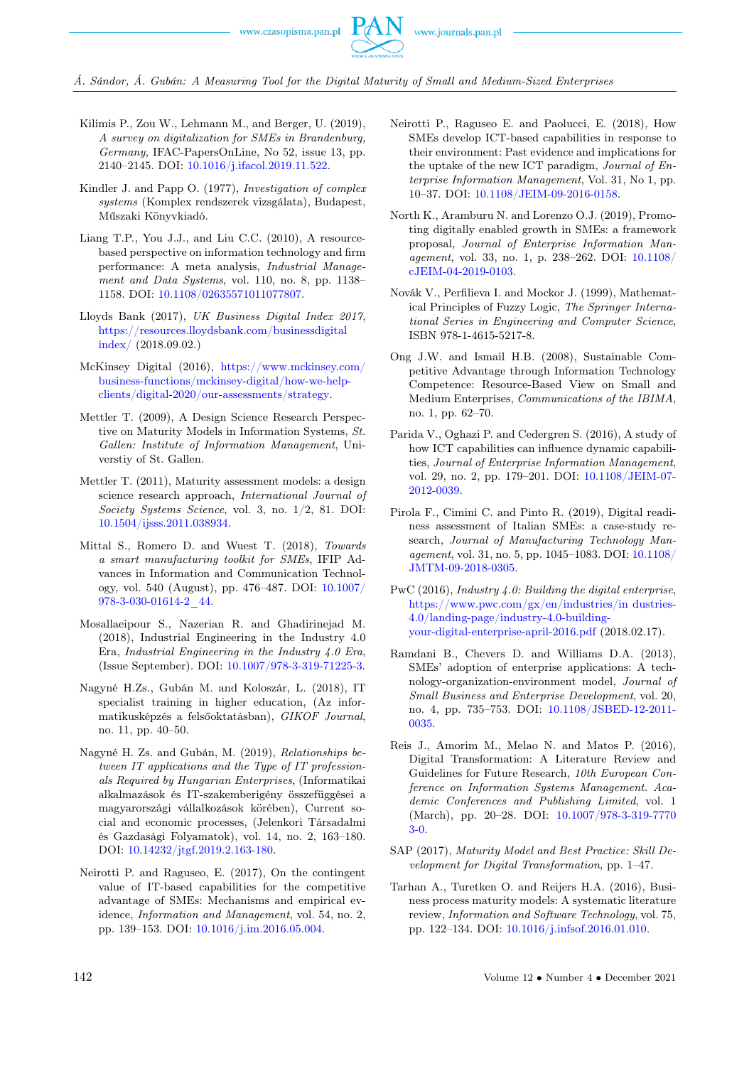Kilimis P., Zou W., Lehmann M., and Berger, U. (2019), *A survey on digitalization for SMEs in Brandenburg, Germany*, IFAC-PapersOnLine, No 52, issue 13, pp. 2140–2145. DOI: 10.1016/j.ifacol.2019.11.522.

Kindler J. and Papp O. (1977), *Investigation of complex systems* (Komplex rendszerek vizsgálata), Budapest, Műszaki Könyvkiadó.

Liang T.P., You J.J., and Liu C.C. (2010), A resource-based perspective on information technology and firm performance: A meta analysis, *Industrial Management and Data Systems*, vol. 110, no. 8, pp. 1138–1158. DOI: 10.1108/02635571011077807.

Lloyds Bank (2017), *UK Business Digital Index 2017*, https://resources.lloydsbank.com/businessdigitalindex/ (2018.09.02.)

McKinsey Digital (2016), https://www.mckinsey.com/business-functions/mckinsey-digital/how-we-help-clients/digital-2020/our-assessments/strategy.

Mettler T. (2009), A Design Science Research Perspective on Maturity Models in Information Systems, *St. Gallen: Institute of Information Management*, Universtiy of St. Gallen.

Mettler T. (2011), Maturity assessment models: a design science research approach, *International Journal of Society Systems Science*, vol. 3, no. 1/2, 81. DOI: 10.1504/ijsss.2011.038934.

Mittal S., Romero D. and Wuest T. (2018), *Towards a smart manufacturing toolkit for SMEs*, IFIP Advances in Information and Communication Technology, vol. 540 (August), pp. 476–487. DOI: 10.1007/978-3-030-01614-2_44.

Mosallaeipour S., Nazerian R. and Ghadirinejad M. (2018), Industrial Engineering in the Industry 4.0 Era, *Industrial Engineering in the Industry 4.0 Era*, (Issue September). DOI: 10.1007/978-3-319-71225-3.

Nagyné H.Zs., Gubán M. and Koloszár, L. (2018), IT specialist training in higher education, (Az informatikusképzés a felsőoktatásban), *GIKOF Journal*, no. 11, pp. 40–50.

Nagyné H. Zs. and Gubán, M. (2019), *Relationships between IT applications and the Type of IT professionals Required by Hungarian Enterprises*, (Informatikai alkalmazások és IT-szakemberigény összefüggései a magyarországi vállalkozások körében), Current social and economic processes, (Jelenkori Társadalmi és Gazdasági Folyamatok), vol. 14, no. 2, 163–180. DOI: 10.14232/jtgf.2019.2.163-180.

Neirotti P. and Raguseo, E. (2017), On the contingent value of IT-based capabilities for the competitive advantage of SMEs: Mechanisms and empirical evidence, *Information and Management*, vol. 54, no. 2, pp. 139–153. DOI: 10.1016/j.im.2016.05.004.

Neirotti P., Raguseo E. and Paolucci, E. (2018), How SMEs develop ICT-based capabilities in response to their environment: Past evidence and implications for the uptake of the new ICT paradigm, *Journal of Enterprise Information Management*, Vol. 31, No 1, pp. 10–37. DOI: 10.1108/JEIM-09-2016-0158.

North K., Aramburu N. and Lorenzo O.J. (2019), Promoting digitally enabled growth in SMEs: a framework proposal, *Journal of Enterprise Information Management*, vol. 33, no. 1, p. 238–262. DOI: 10.1108/cJEIM-04-2019-0103.

Novák V., Perfilieva I. and Mockor J. (1999), Mathematical Principles of Fuzzy Logic, *The Springer International Series in Engineering and Computer Science*, ISBN 978-1-4615-5217-8.

Ong J.W. and Ismail H.B. (2008), Sustainable Competitive Advantage through Information Technology Competence: Resource-Based View on Small and Medium Enterprises, *Communications of the IBIMA*, no. 1, pp. 62–70.

Parida V., Oghazi P. and Cedergren S. (2016), A study of how ICT capabilities can influence dynamic capabilities, *Journal of Enterprise Information Management*, vol. 29, no. 2, pp. 179–201. DOI: 10.1108/JEIM-07-2012-0039.

Pirola F., Cimini C. and Pinto R. (2019), Digital readiness assessment of Italian SMEs: a case-study research, *Journal of Manufacturing Technology Management*, vol. 31, no. 5, pp. 1045–1083. DOI: 10.1108/JMTM-09-2018-0305.

PwC (2016), *Industry 4.0: Building the digital enterprise*, https://www.pwc.com/gx/en/industries/in dusties-4.0/landing-page/industry-4.0-building-your-digital-enterprise-april-2016.pdf (2018.02.17).

Ramdani B., Chevers D. and Williams D.A. (2013), SMEs' adoption of enterprise applications: A technology-organization-environment model, *Journal of Small Business and Enterprise Development*, vol. 20, no. 4, pp. 735–753. DOI: 10.1108/JSBED-12-2011-0035.

Reis J., Amorim M., Melao N. and Matos P. (2016), Digital Transformation: A Literature Review and Guidelines for Future Research, *10th European Conference on Information Systems Management. Academic Conferences and Publishing Limited*, vol. 1 (March), pp. 20–28. DOI: 10.1007/978-3-319-77703-0.

SAP (2017), *Maturity Model and Best Practice: Skill Development for Digital Transformation*, pp. 1–47.

Tarhan A., Turetken O. and Reijers H.A. (2016), Business process maturity models: A systematic literature review, *Information and Software Technology*, vol. 75, pp. 122–134. DOI: 10.1016/j.infsof.2016.01.010.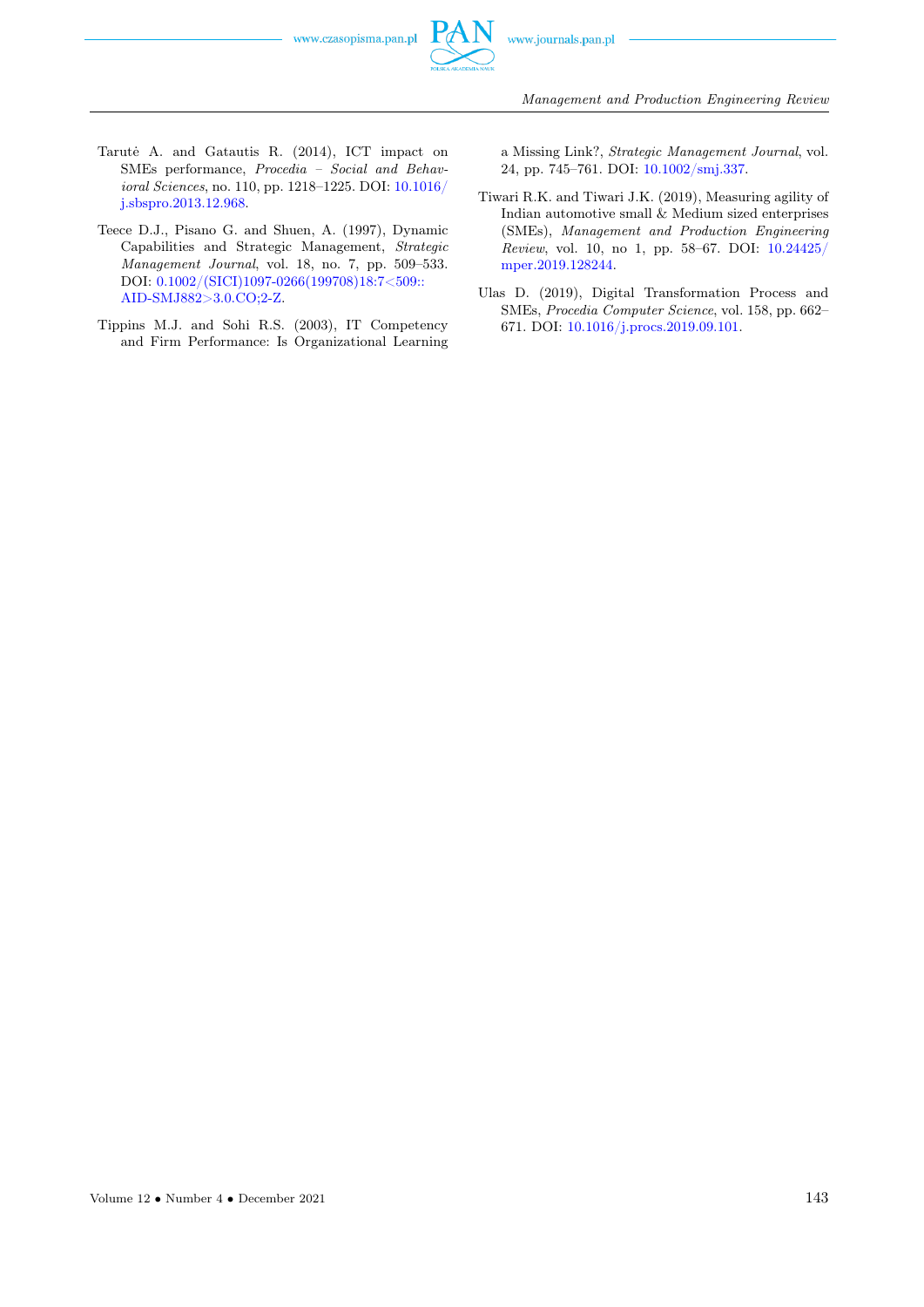Tarutė A. and Gatautis R. (2014), ICT impact on SMEs performance, *Procedia – Social and Behavioral Sciences*, no. 110, pp. 1218–1225. DOI: 10.1016/j.sbspro.2013.12.968.

Teece D.J., Pisano G. and Shuen, A. (1997), Dynamic Capabilities and Strategic Management, *Strategic Management Journal*, vol. 18, no. 7, pp. 509–533. DOI: 0.1002/(SICI)1097-0266(199708)18:7<509::AID-SMJ882>3.0.CO;2-Z.

Tippins M.J. and Sohi R.S. (2003), IT Competency and Firm Performance: Is Organizational Learning a Missing Link?, *Strategic Management Journal*, vol. 24, pp. 745–761. DOI: 10.1002/smj.337.

Tiwari R.K. and Tiwari J.K. (2019), Measuring agility of Indian automotive small & Medium sized enterprises (SMEs), *Management and Production Engineering Review*, vol. 10, no 1, pp. 58–67. DOI: 10.24425/mper.2019.128244.

Ulas D. (2019), Digital Transformation Process and SMEs, *Procedia Computer Science*, vol. 158, pp. 662–671. DOI: 10.1016/j.procs.2019.09.101.